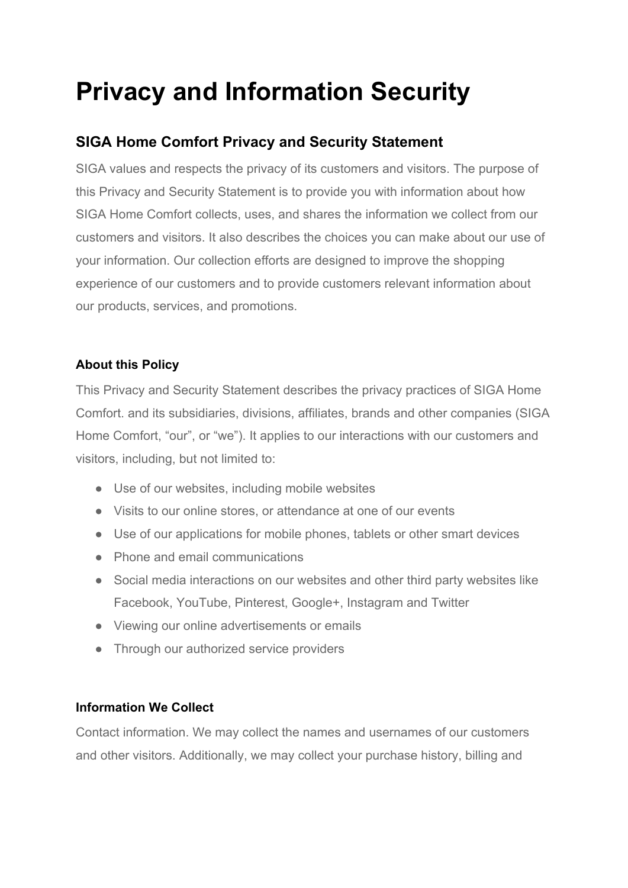# Privacy and Information Security

## SIGA Home Comfort Privacy and Security Statement

SIGA values and respects the privacy of its customers and visitors. The purpose of this Privacy and Security Statement is to provide you with information about how SIGA Home Comfort collects, uses, and shares the information we collect from our customers and visitors. It also describes the choices you can make about our use of your information. Our collection efforts are designed to improve the shopping experience of our customers and to provide customers relevant information about our products, services, and promotions.

#### About this Policy

This Privacy and Security Statement describes the privacy practices of SIGA Home Comfort. and its subsidiaries, divisions, affiliates, brands and other companies (SIGA Home Comfort, “our”, or “we”). It applies to our interactions with our customers and visitors, including, but not limited to:

- Use of our websites, including mobile websites
- Visits to our online stores, or attendance at one of our events
- Use of our applications for mobile phones, tablets or other smart devices
- Phone and email communications
- Social media interactions on our websites and other third party websites like Facebook, YouTube, Pinterest, Google+, Instagram and Twitter
- Viewing our online advertisements or emails
- Through our authorized service providers

#### Information We Collect

Contact information. We may collect the names and usernames of our customers and other visitors. Additionally, we may collect your purchase history, billing and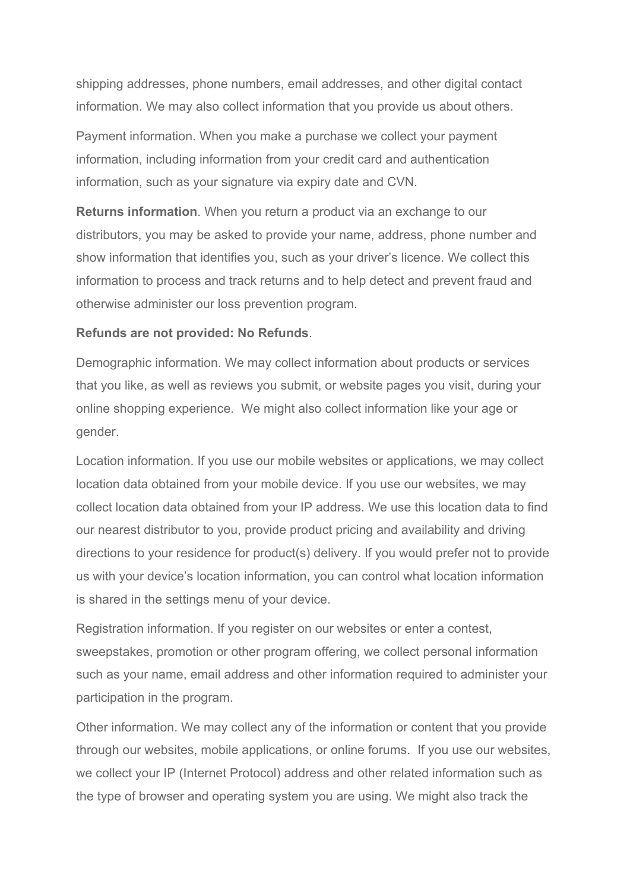shipping addresses, phone numbers, email addresses, and other digital contact information. We may also collect information that you provide us about others.

Payment information. When you make a purchase we collect your payment information, including information from your credit card and authentication information, such as your signature via expiry date and CVN.

**Returns information**. When you return a product via an exchange to our distributors, you may be asked to provide your name, address, phone number and show information that identifies you, such as your driver's licence. We collect this information to process and track returns and to help detect and prevent fraud and otherwise administer our loss prevention program.

**Refunds are not provided: No Refunds**.

Demographic information. We may collect information about products or services that you like, as well as reviews you submit, or website pages you visit, during your online shopping experience. We might also collect information like your age or gender.

Location information. If you use our mobile websites or applications, we may collect location data obtained from your mobile device. If you use our websites, we may collect location data obtained from your IP address. We use this location data to find our nearest distributor to you, provide product pricing and availability and driving directions to your residence for product(s) delivery. If you would prefer not to provide us with your device's location information, you can control what location information is shared in the settings menu of your device.

Registration information. If you register on our websites or enter a contest, sweepstakes, promotion or other program offering, we collect personal information such as your name, email address and other information required to administer your participation in the program.

Other information. We may collect any of the information or content that you provide through our websites, mobile applications, or online forums. If you use our websites, we collect your IP (Internet Protocol) address and other related information such as the type of browser and operating system you are using. We might also track the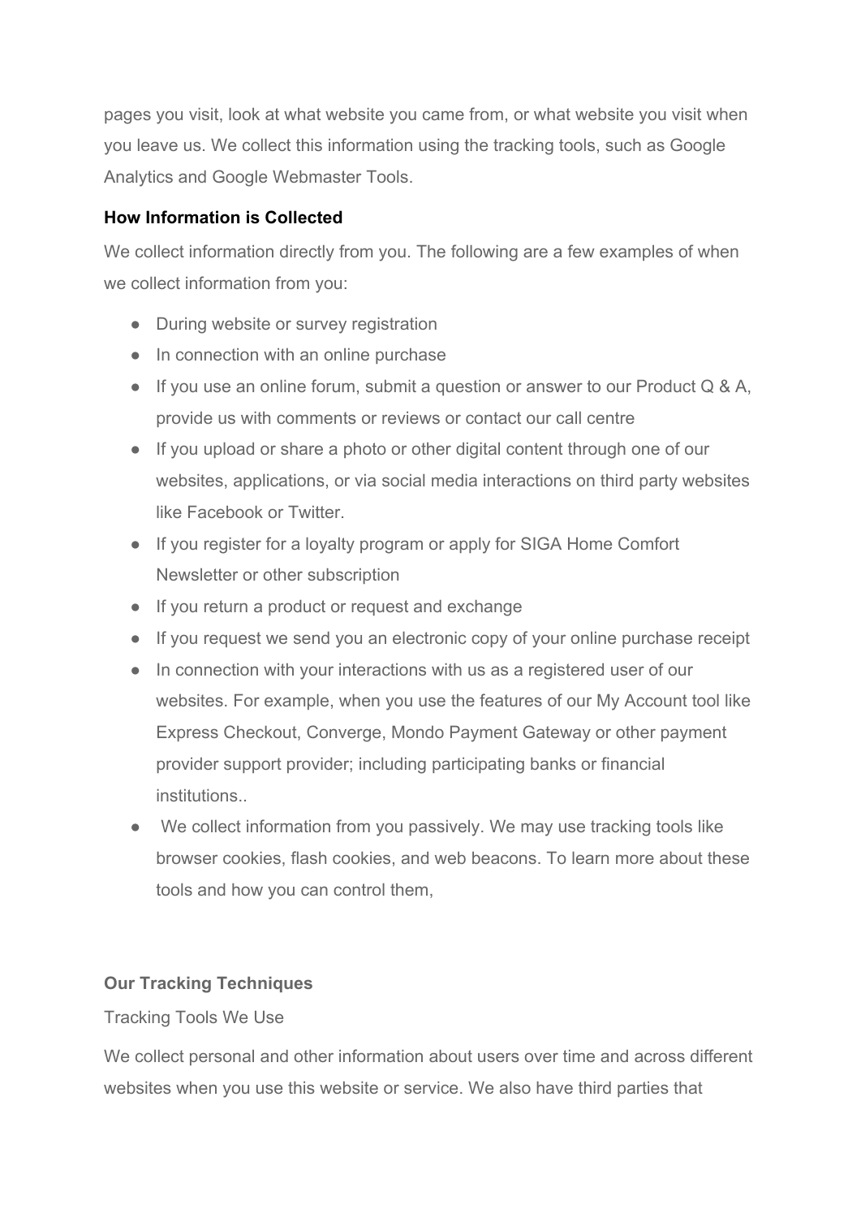pages you visit, look at what website you came from, or what website you visit when you leave us. We collect this information using the tracking tools, such as Google Analytics and Google Webmaster Tools.

**How Information is Collected**

We collect information directly from you. The following are a few examples of when we collect information from you:

- During website or survey registration
- In connection with an online purchase
- If you use an online forum, submit a question or answer to our Product Q & A, provide us with comments or reviews or contact our call centre
- If you upload or share a photo or other digital content through one of our websites, applications, or via social media interactions on third party websites like Facebook or Twitter.
- If you register for a loyalty program or apply for SIGA Home Comfort Newsletter or other subscription
- If you return a product or request and exchange
- If you request we send you an electronic copy of your online purchase receipt
- In connection with your interactions with us as a registered user of our websites. For example, when you use the features of our My Account tool like Express Checkout, Converge, Mondo Payment Gateway or other payment provider support provider; including participating banks or financial institutions..
- We collect information from you passively. We may use tracking tools like browser cookies, flash cookies, and web beacons. To learn more about these tools and how you can control them,

**Our Tracking Techniques**

Tracking Tools We Use

We collect personal and other information about users over time and across different websites when you use this website or service. We also have third parties that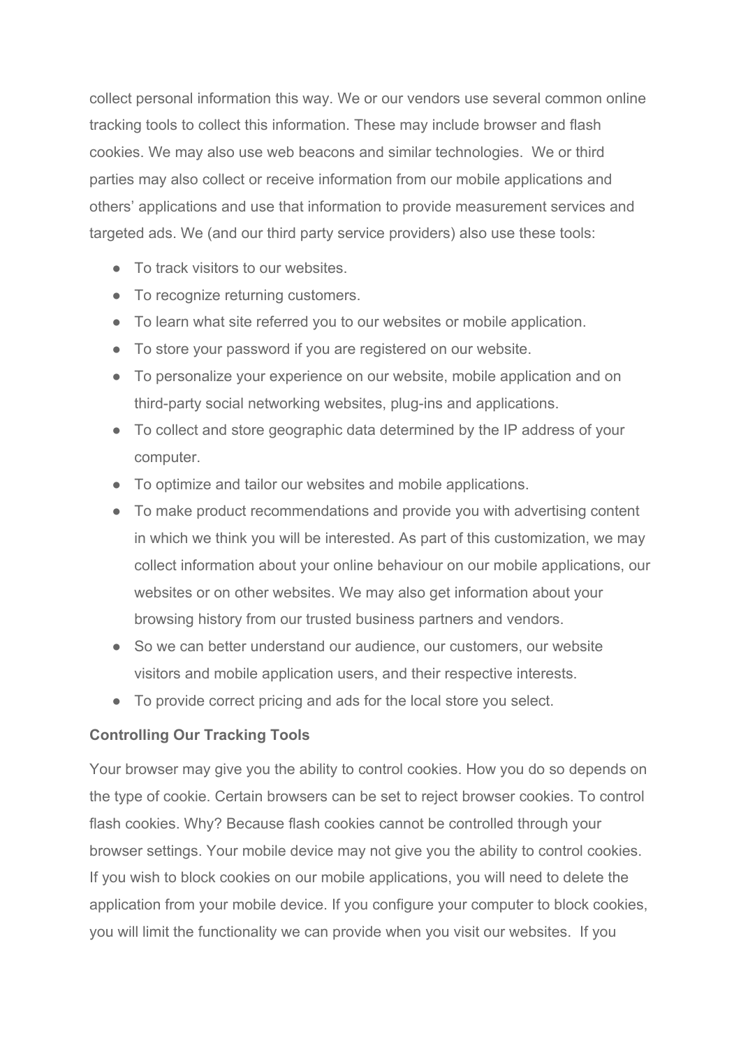collect personal information this way. We or our vendors use several common online tracking tools to collect this information. These may include browser and flash cookies. We may also use web beacons and similar technologies. We or third parties may also collect or receive information from our mobile applications and others' applications and use that information to provide measurement services and targeted ads. We (and our third party service providers) also use these tools:

- To track visitors to our websites.
- To recognize returning customers.
- To learn what site referred you to our websites or mobile application.
- To store your password if you are registered on our website.
- To personalize your experience on our website, mobile application and on third-party social networking websites, plug-ins and applications.
- To collect and store geographic data determined by the IP address of your computer.
- To optimize and tailor our websites and mobile applications.
- To make product recommendations and provide you with advertising content in which we think you will be interested. As part of this customization, we may collect information about your online behaviour on our mobile applications, our websites or on other websites. We may also get information about your browsing history from our trusted business partners and vendors.
- So we can better understand our audience, our customers, our website visitors and mobile application users, and their respective interests.
- To provide correct pricing and ads for the local store you select.

**Controlling Our Tracking Tools**

Your browser may give you the ability to control cookies. How you do so depends on the type of cookie. Certain browsers can be set to reject browser cookies. To control flash cookies. Why? Because flash cookies cannot be controlled through your browser settings. Your mobile device may not give you the ability to control cookies. If you wish to block cookies on our mobile applications, you will need to delete the application from your mobile device. If you configure your computer to block cookies, you will limit the functionality we can provide when you visit our websites. If you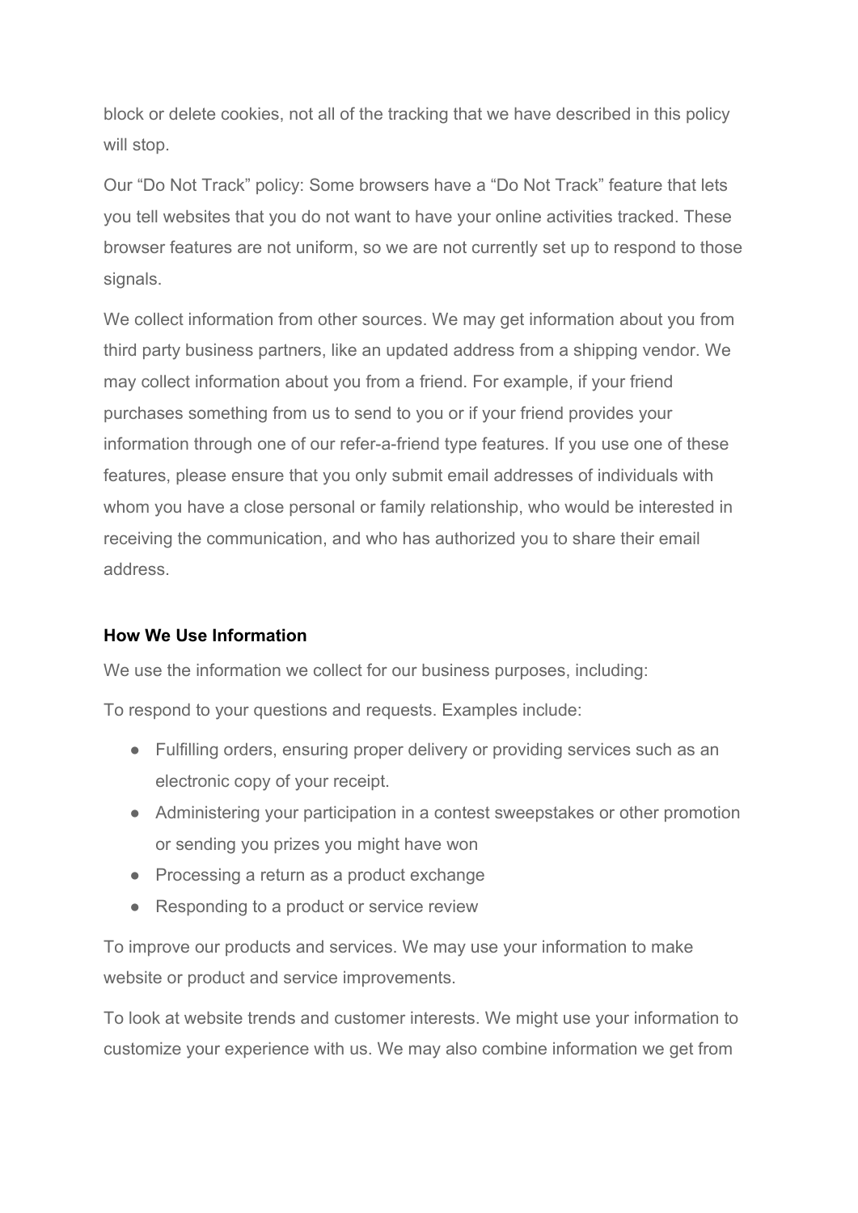block or delete cookies, not all of the tracking that we have described in this policy will stop.

Our “Do Not Track” policy: Some browsers have a “Do Not Track” feature that lets you tell websites that you do not want to have your online activities tracked. These browser features are not uniform, so we are not currently set up to respond to those signals.

We collect information from other sources. We may get information about you from third party business partners, like an updated address from a shipping vendor. We may collect information about you from a friend. For example, if your friend purchases something from us to send to you or if your friend provides your information through one of our refer-a-friend type features. If you use one of these features, please ensure that you only submit email addresses of individuals with whom you have a close personal or family relationship, who would be interested in receiving the communication, and who has authorized you to share their email address.

**How We Use Information**

We use the information we collect for our business purposes, including:

To respond to your questions and requests. Examples include:

- Fulfilling orders, ensuring proper delivery or providing services such as an electronic copy of your receipt.
- Administering your participation in a contest sweepstakes or other promotion or sending you prizes you might have won
- Processing a return as a product exchange
- Responding to a product or service review

To improve our products and services. We may use your information to make website or product and service improvements.

To look at website trends and customer interests. We might use your information to customize your experience with us. We may also combine information we get from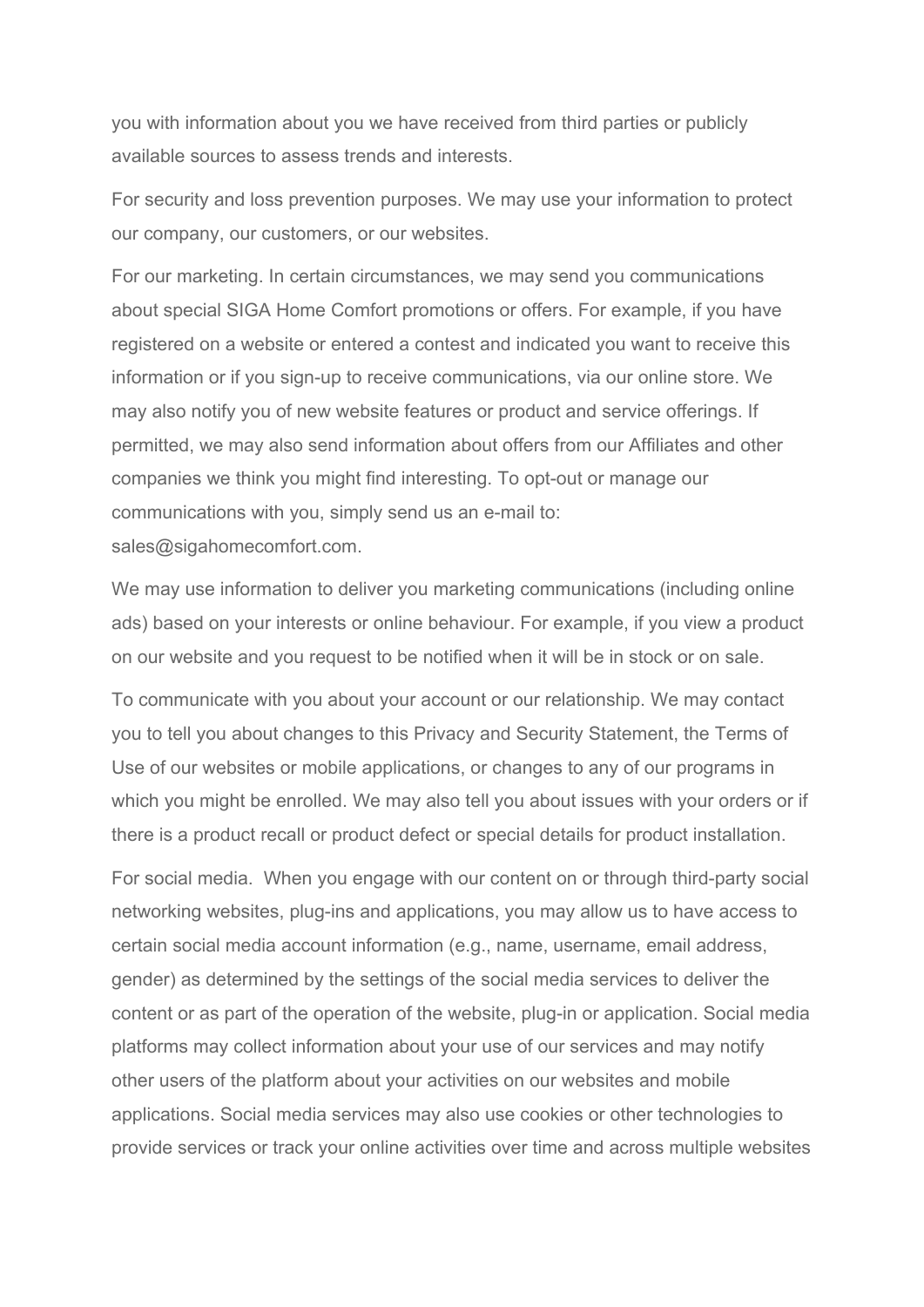you with information about you we have received from third parties or publicly available sources to assess trends and interests.

For security and loss prevention purposes. We may use your information to protect our company, our customers, or our websites.

For our marketing. In certain circumstances, we may send you communications about special SIGA Home Comfort promotions or offers. For example, if you have registered on a website or entered a contest and indicated you want to receive this information or if you sign-up to receive communications, via our online store. We may also notify you of new website features or product and service offerings. If permitted, we may also send information about offers from our Affiliates and other companies we think you might find interesting. To opt-out or manage our communications with you, simply send us an e-mail to: sales@sigahomecomfort.com.

We may use information to deliver you marketing communications (including online ads) based on your interests or online behaviour. For example, if you view a product on our website and you request to be notified when it will be in stock or on sale.

To communicate with you about your account or our relationship. We may contact you to tell you about changes to this Privacy and Security Statement, the Terms of Use of our websites or mobile applications, or changes to any of our programs in which you might be enrolled. We may also tell you about issues with your orders or if there is a product recall or product defect or special details for product installation.

For social media. When you engage with our content on or through third-party social networking websites, plug-ins and applications, you may allow us to have access to certain social media account information (e.g., name, username, email address, gender) as determined by the settings of the social media services to deliver the content or as part of the operation of the website, plug-in or application. Social media platforms may collect information about your use of our services and may notify other users of the platform about your activities on our websites and mobile applications. Social media services may also use cookies or other technologies to provide services or track your online activities over time and across multiple websites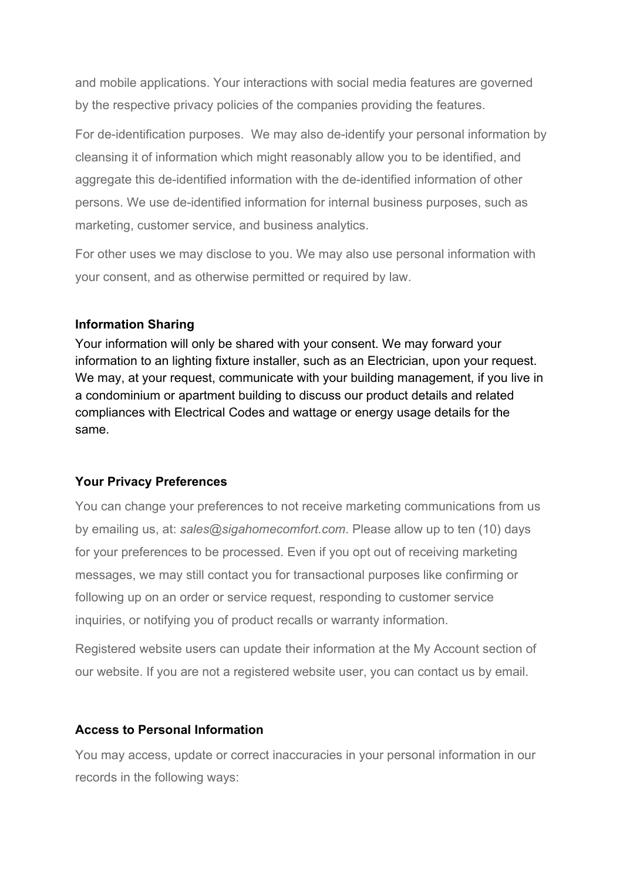and mobile applications. Your interactions with social media features are governed by the respective privacy policies of the companies providing the features.

For de-identification purposes. We may also de-identify your personal information by cleansing it of information which might reasonably allow you to be identified, and aggregate this de-identified information with the de-identified information of other persons. We use de-identified information for internal business purposes, such as marketing, customer service, and business analytics.

For other uses we may disclose to you. We may also use personal information with your consent, and as otherwise permitted or required by law.

**Information Sharing**

Your information will only be shared with your consent. We may forward your information to an lighting fixture installer, such as an Electrician, upon your request. We may, at your request, communicate with your building management, if you live in a condominium or apartment building to discuss our product details and related compliances with Electrical Codes and wattage or energy usage details for the same.

**Your Privacy Preferences**

You can change your preferences to not receive marketing communications from us by emailing us, at: *sales@sigahomecomfort.com*. Please allow up to ten (10) days for your preferences to be processed. Even if you opt out of receiving marketing messages, we may still contact you for transactional purposes like confirming or following up on an order or service request, responding to customer service inquiries, or notifying you of product recalls or warranty information.

Registered website users can update their information at the My Account section of our website. If you are not a registered website user, you can contact us by email.

**Access to Personal Information**

You may access, update or correct inaccuracies in your personal information in our records in the following ways: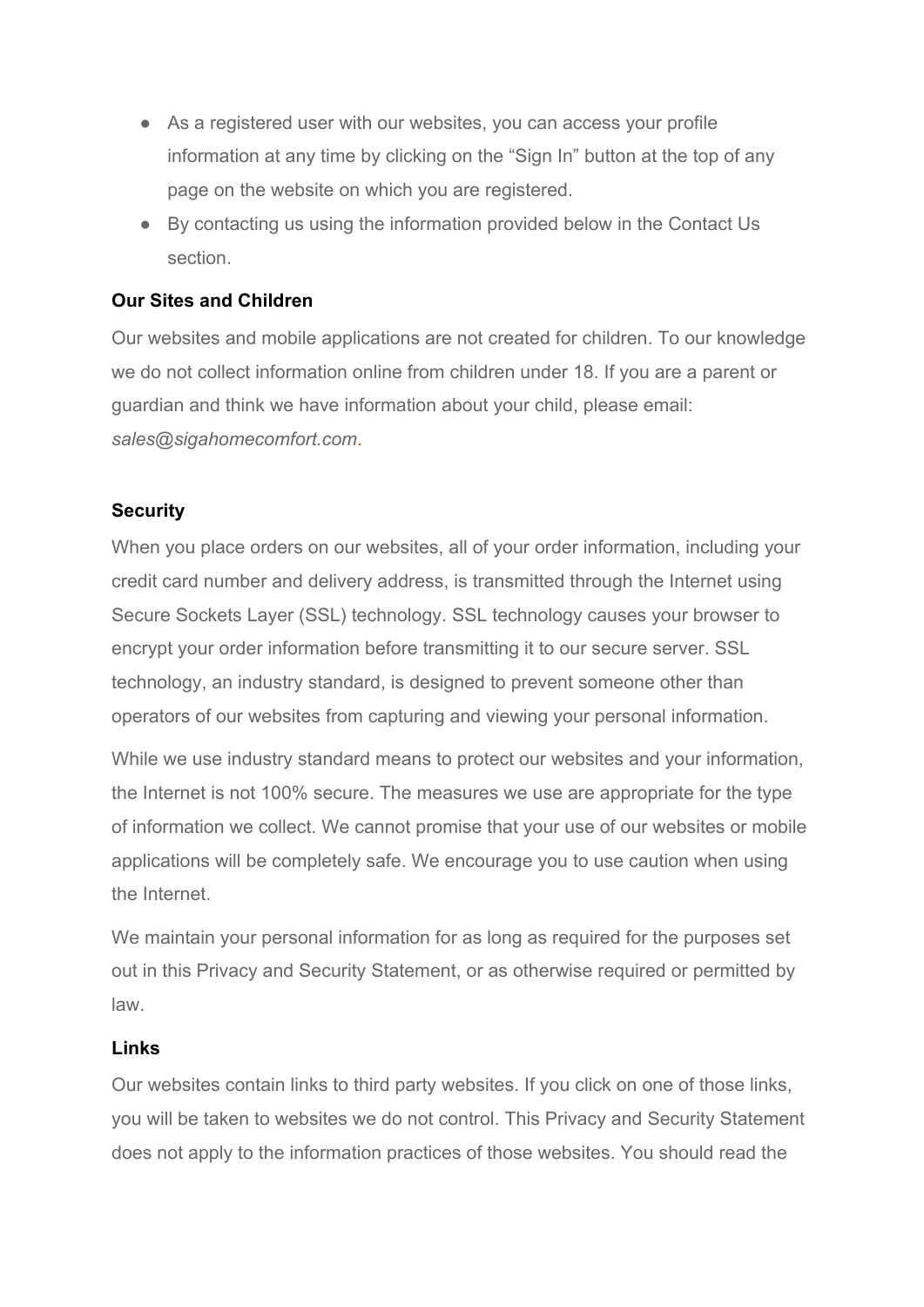- As a registered user with our websites, you can access your profile information at any time by clicking on the "Sign In" button at the top of any page on the website on which you are registered.
- By contacting us using the information provided below in the Contact Us section.

**Our Sites and Children**

Our websites and mobile applications are not created for children. To our knowledge we do not collect information online from children under 18. If you are a parent or guardian and think we have information about your child, please email: *sales@sigahomecomfort.com*.

**Security**

When you place orders on our websites, all of your order information, including your credit card number and delivery address, is transmitted through the Internet using Secure Sockets Layer (SSL) technology. SSL technology causes your browser to encrypt your order information before transmitting it to our secure server. SSL technology, an industry standard, is designed to prevent someone other than operators of our websites from capturing and viewing your personal information.

While we use industry standard means to protect our websites and your information, the Internet is not 100% secure. The measures we use are appropriate for the type of information we collect. We cannot promise that your use of our websites or mobile applications will be completely safe. We encourage you to use caution when using the Internet.

We maintain your personal information for as long as required for the purposes set out in this Privacy and Security Statement, or as otherwise required or permitted by law.

**Links**

Our websites contain links to third party websites. If you click on one of those links, you will be taken to websites we do not control. This Privacy and Security Statement does not apply to the information practices of those websites. You should read the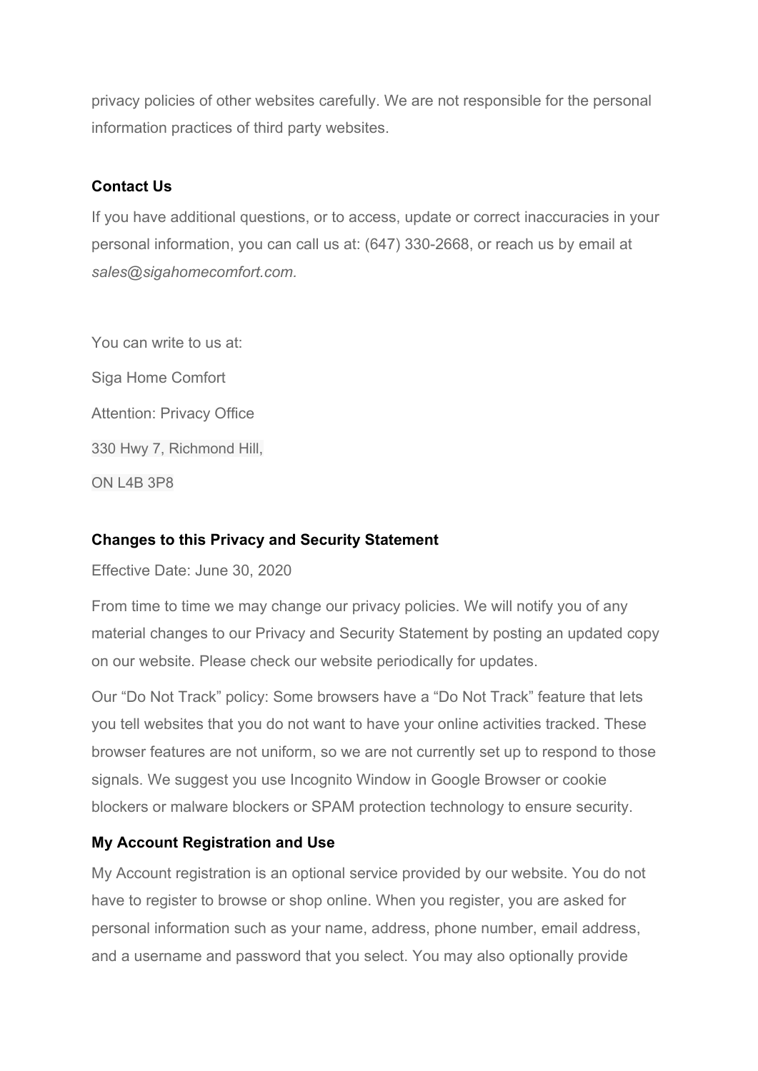privacy policies of other websites carefully. We are not responsible for the personal information practices of third party websites.

**Contact Us**

If you have additional questions, or to access, update or correct inaccuracies in your personal information, you can call us at: (647) 330-2668, or reach us by email at *sales@sigahomecomfort.com*.

You can write to us at:

Siga Home Comfort

Attention: Privacy Office

330 Hwy 7, Richmond Hill,

ON L4B 3P8

**Changes to this Privacy and Security Statement**

Effective Date: June 30, 2020

From time to time we may change our privacy policies. We will notify you of any material changes to our Privacy and Security Statement by posting an updated copy on our website. Please check our website periodically for updates.

Our “Do Not Track” policy: Some browsers have a “Do Not Track” feature that lets you tell websites that you do not want to have your online activities tracked. These browser features are not uniform, so we are not currently set up to respond to those signals. We suggest you use Incognito Window in Google Browser or cookie blockers or malware blockers or SPAM protection technology to ensure security.

**My Account Registration and Use**

My Account registration is an optional service provided by our website. You do not have to register to browse or shop online. When you register, you are asked for personal information such as your name, address, phone number, email address, and a username and password that you select. You may also optionally provide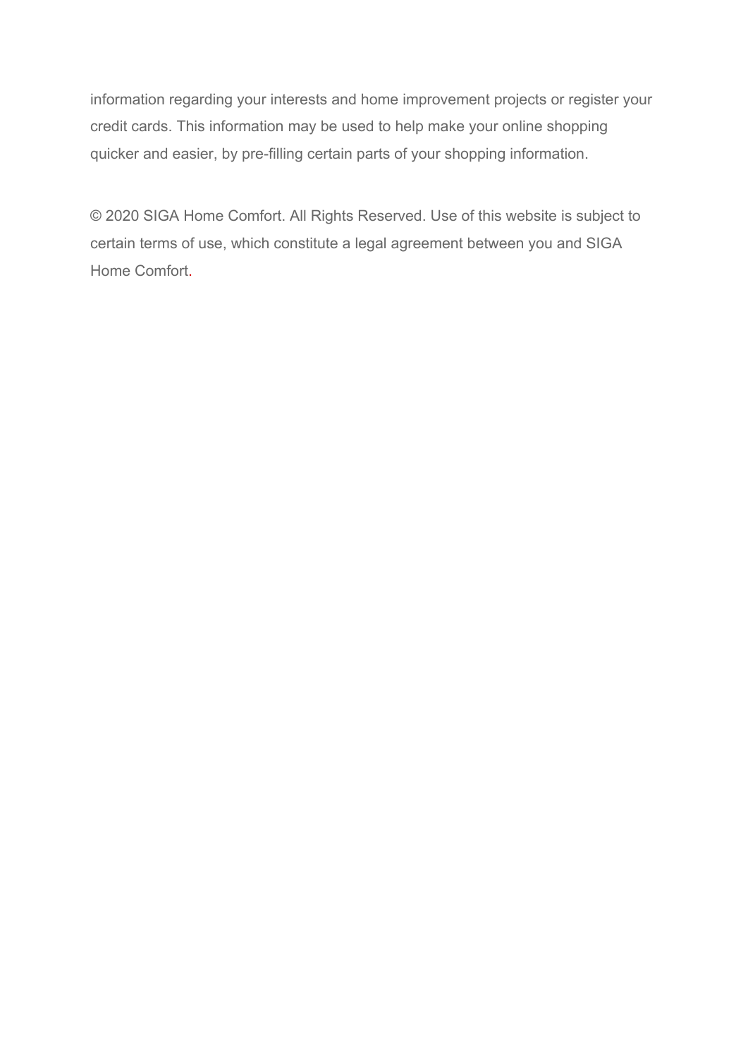information regarding your interests and home improvement projects or register your credit cards. This information may be used to help make your online shopping quicker and easier, by pre-filling certain parts of your shopping information.

© 2020 SIGA Home Comfort. All Rights Reserved. Use of this website is subject to certain terms of use, which constitute a legal agreement between you and SIGA Home Comfort.